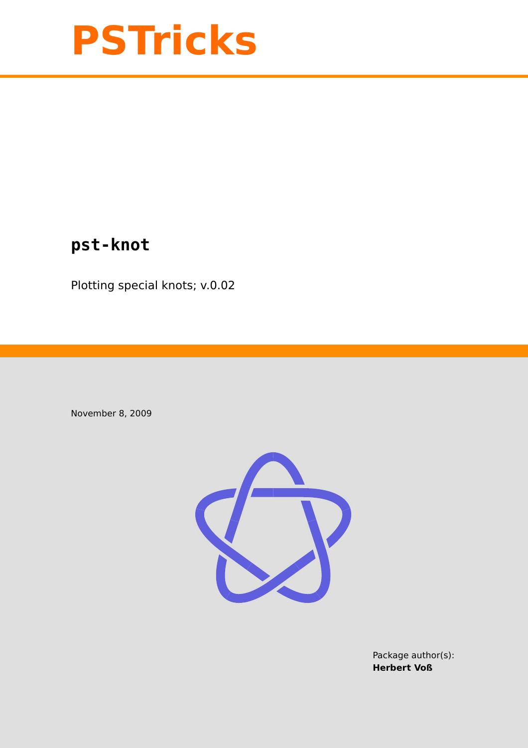# PSTricks

## pst-knot

Plotting special knots; v.0.02

November 8, 2009

Package author(s):
**Herbert Voß**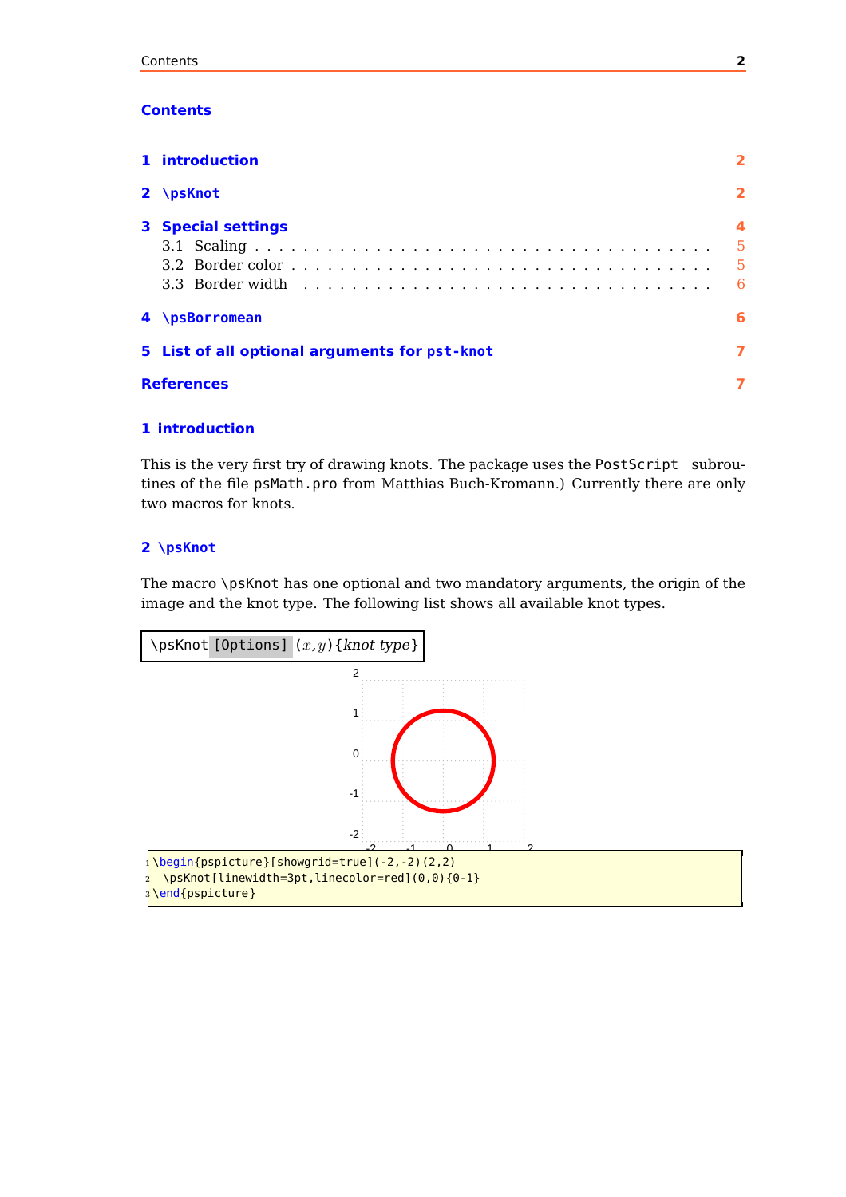# Contents

| | |
|---|---|
| **1 introduction** | **2** |
| **2 \psKnot** | **2** |
| **3 Special settings** | **4** |
| 3.1 Scaling | 5 |
| 3.2 Border color | 5 |
| 3.3 Border width | 6 |
| **4 \psBorromean** | **6** |
| **5 List of all optional arguments for pst-knot** | **7** |
| **References** | **7** |

## 1 introduction

This is the very first try of drawing knots. The package uses the PostScript subroutines of the file psMath.pro from Matthias Buch-Kromann.) Currently there are only two macros for knots.

## 2 \psKnot

The macro \psKnot has one optional and two mandatory arguments, the origin of the image and the knot type. The following list shows all available knot types.

\psKnot [Options] $(x,y)$ {*knot type*}

```
\begin{pspicture}[showgrid=true](-2,-2)(2,2)
  \psKnot[linewidth=3pt,linecolor=red](0,0){0-1}
\end{pspicture}
```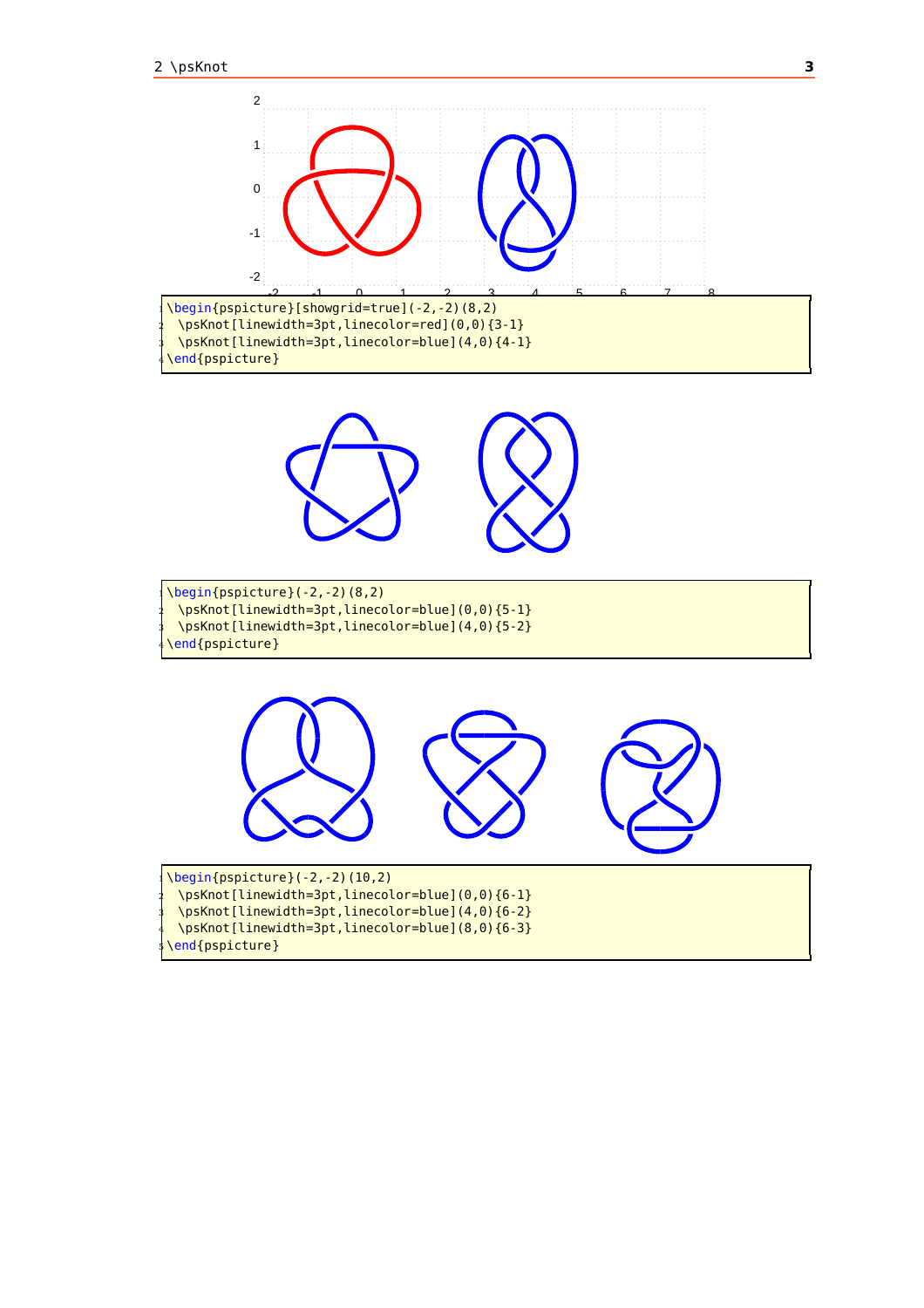```
\begin{pspicture}[showgrid=true](-2,-2)(8,2)
 \psKnot[linewidth=3pt,linecolor=red](0,0){3-1}
 \psKnot[linewidth=3pt,linecolor=blue](4,0){4-1}
\end{pspicture}
```

```
\begin{pspicture}(-2,-2)(8,2)
 \psKnot[linewidth=3pt,linecolor=blue](0,0){5-1}
 \psKnot[linewidth=3pt,linecolor=blue](4,0){5-2}
\end{pspicture}
```

```
\begin{pspicture}(-2,-2)(10,2)
 \psKnot[linewidth=3pt,linecolor=blue](0,0){6-1}
 \psKnot[linewidth=3pt,linecolor=blue](4,0){6-2}
 \psKnot[linewidth=3pt,linecolor=blue](8,0){6-3}
\end{pspicture}
```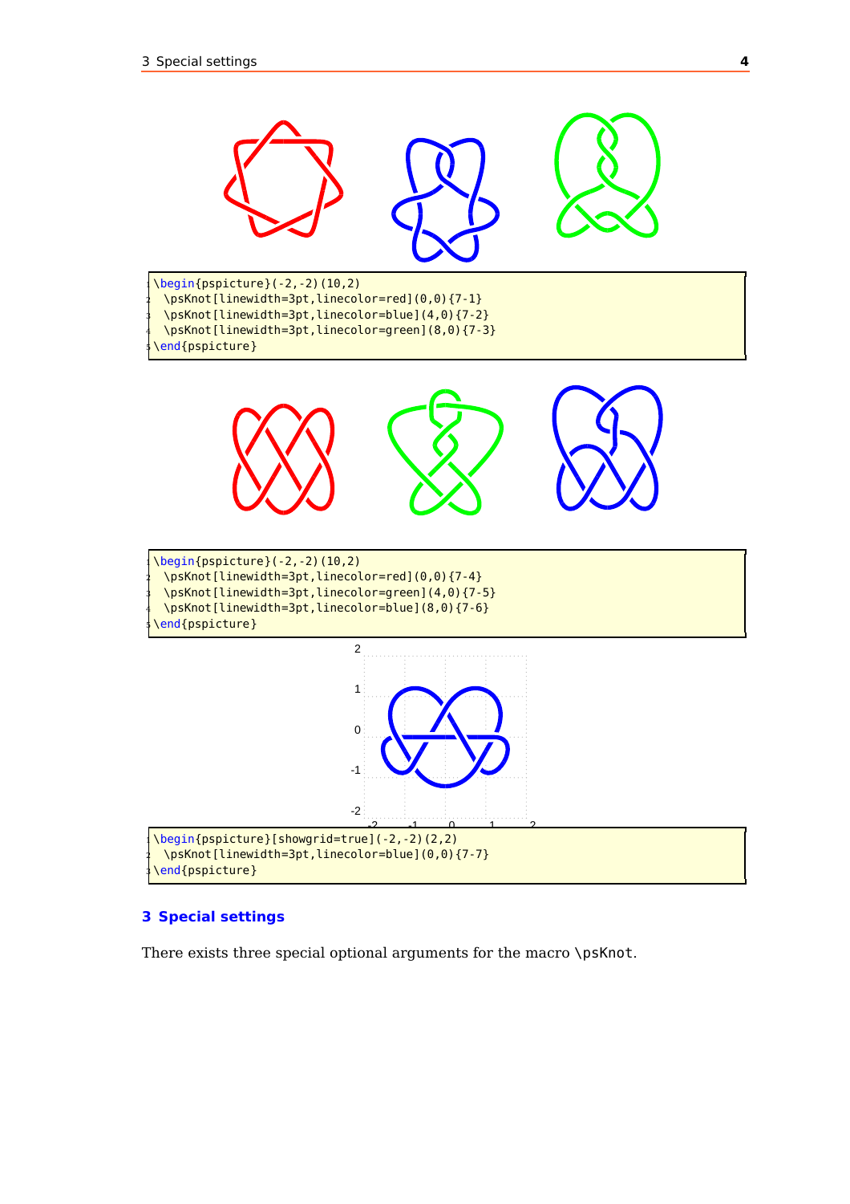```
\begin{pspicture}(-2,-2)(10,2)
  \psKnot[linewidth=3pt,linecolor=red](0,0){7-1}
  \psKnot[linewidth=3pt,linecolor=blue](4,0){7-2}
  \psKnot[linewidth=3pt,linecolor=green](8,0){7-3}
\end{pspicture}
```

```
\begin{pspicture}(-2,-2)(10,2)
  \psKnot[linewidth=3pt,linecolor=red](0,0){7-4}
  \psKnot[linewidth=3pt,linecolor=green](4,0){7-5}
  \psKnot[linewidth=3pt,linecolor=blue](8,0){7-6}
\end{pspicture}
```

```
\begin{pspicture}[showgrid=true](-2,-2)(2,2)
  \psKnot[linewidth=3pt,linecolor=blue](0,0){7-7}
\end{pspicture}
```

## 3 Special settings

There exists three special optional arguments for the macro `\psKnot`.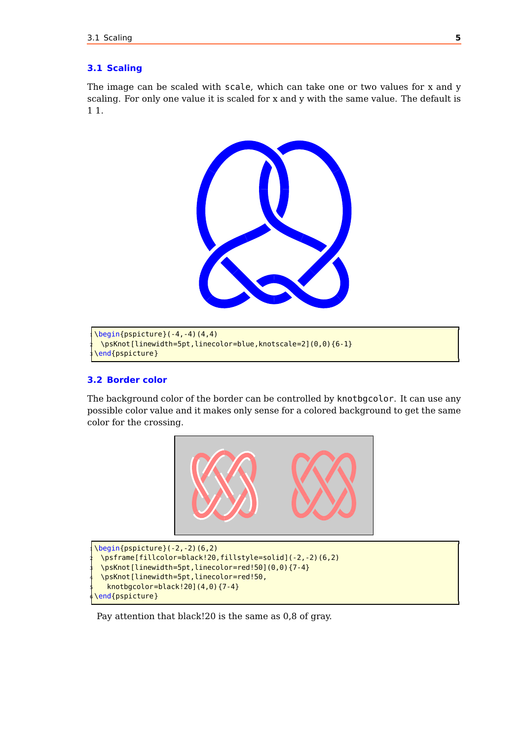## 3.1 Scaling

The image can be scaled with `scale`, which can take one or two values for x and y scaling. For only one value it is scaled for x and y with the same value. The default is 1 1.

```
\begin{pspicture}(-4,-4)(4,4)
  \psKnot[linewidth=5pt,linecolor=blue,knotscale=2](0,0){6-1}
\end{pspicture}
```

## 3.2 Border color

The background color of the border can be controlled by `knotbgcolor`. It can use any possible color value and it makes only sense for a colored background to get the same color for the crossing.

```
\begin{pspicture}(-2,-2)(6,2)
  \psframe[fillcolor=black!20,fillstyle=solid](-2,-2)(6,2)
  \psKnot[linewidth=5pt,linecolor=red!50](0,0){7-4}
  \psKnot[linewidth=5pt,linecolor=red!50,
    knotbgcolor=black!20](4,0){7-4}
\end{pspicture}
```

Pay attention that black!20 is the same as 0,8 of gray.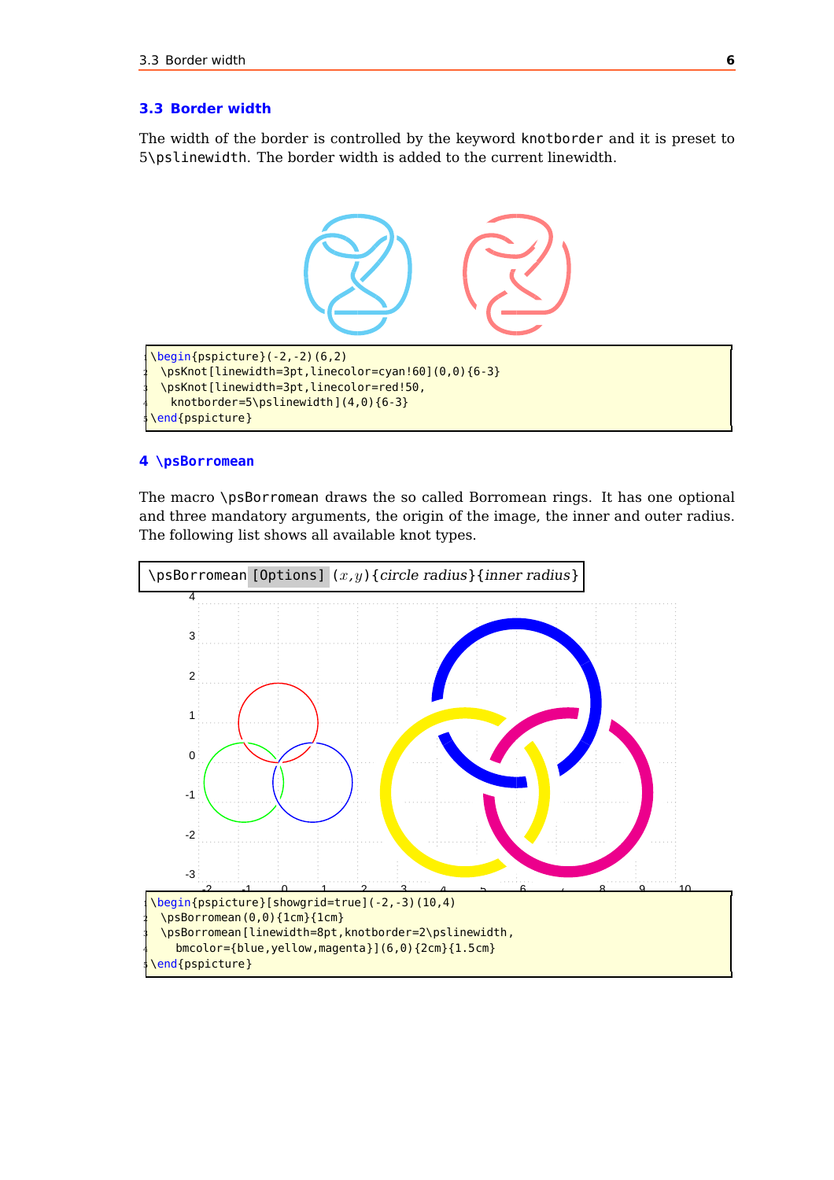## 3.3 Border width

The width of the border is controlled by the keyword `knotborder` and it is preset to `5\pslinewidth`. The border width is added to the current linewidth.

```
\begin{pspicture}(-2,-2)(6,2)
  \psKnot[linewidth=3pt,linecolor=cyan!60](0,0){6-3}
  \psKnot[linewidth=3pt,linecolor=red!50,
    knotborder=5\pslinewidth](4,0){6-3}
\end{pspicture}
```

# 4 `\psBorromean`

The macro `\psBorromean` draws the so called Borromean rings. It has one optional and three mandatory arguments, the origin of the image, the inner and outer radius. The following list shows all available knot types.

`\psBorromean [Options]` $(x,y)${*circle radius*}{*inner radius*}

```
\begin{pspicture}[showgrid=true](-2,-3)(10,4)
  \psBorromean(0,0){1cm}{1cm}
  \psBorromean[linewidth=8pt,knotborder=2\pslinewidth,
    bmcolor={blue,yellow,magenta}](6,0){2cm}{1.5cm}
\end{pspicture}
```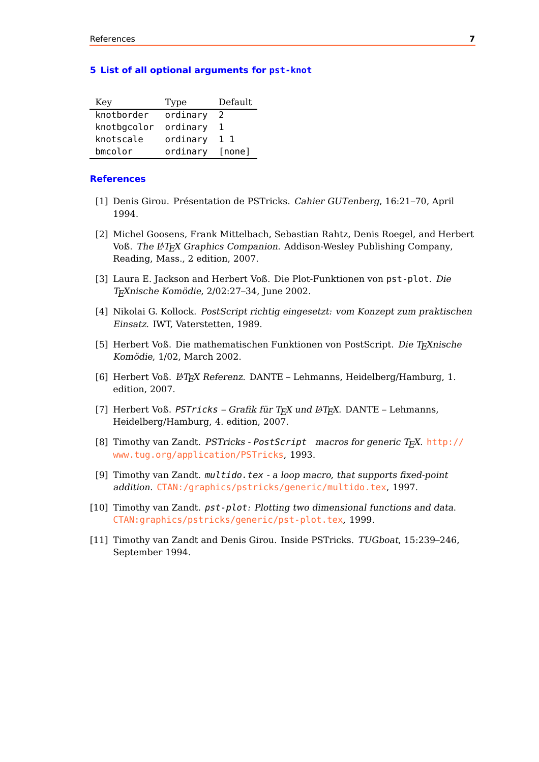## 5 List of all optional arguments for `pst-knot`

| Key | Type | Default |
|---|---|---|
| `knotborder` | `ordinary` | `2` |
| `knotbgcolor` | `ordinary` | `1` |
| `knotscale` | `ordinary` | `1 1` |
| `bmcolor` | `ordinary` | `[none]` |

## References

[1] Denis Girou. Présentation de PSTricks. *Cahier GUTenberg*, 16:21–70, April 1994.

[2] Michel Goosens, Frank Mittelbach, Sebastian Rahtz, Denis Roegel, and Herbert Voß. *The LaTeX Graphics Companion*. Addison-Wesley Publishing Company, Reading, Mass., 2 edition, 2007.

[3] Laura E. Jackson and Herbert Voß. Die Plot-Funktionen von `pst-plot`. *Die TeXnische Komödie*, 2/02:27–34, June 2002.

[4] Nikolai G. Kollock. *PostScript richtig eingesetzt: vom Konzept zum praktischen Einsatz*. IWT, Vaterstetten, 1989.

[5] Herbert Voß. Die mathematischen Funktionen von PostScript. *Die TeXnische Komödie*, 1/02, March 2002.

[6] Herbert Voß. *LaTeX Referenz*. DANTE – Lehmanns, Heidelberg/Hamburg, 1. edition, 2007.

[7] Herbert Voß. *`PSTricks` – Grafik für TeX und LaTeX*. DANTE – Lehmanns, Heidelberg/Hamburg, 4. edition, 2007.

[8] Timothy van Zandt. *PSTricks - `PostScript` macros for generic TeX*. http://www.tug.org/application/PSTricks, 1993.

[9] Timothy van Zandt. *`multido.tex` - a loop macro, that supports fixed-point addition*. CTAN:/graphics/pstricks/generic/multido.tex, 1997.

[10] Timothy van Zandt. *`pst-plot`: Plotting two dimensional functions and data*. CTAN:graphics/pstricks/generic/pst-plot.tex, 1999.

[11] Timothy van Zandt and Denis Girou. Inside PSTricks. *TUGboat*, 15:239–246, September 1994.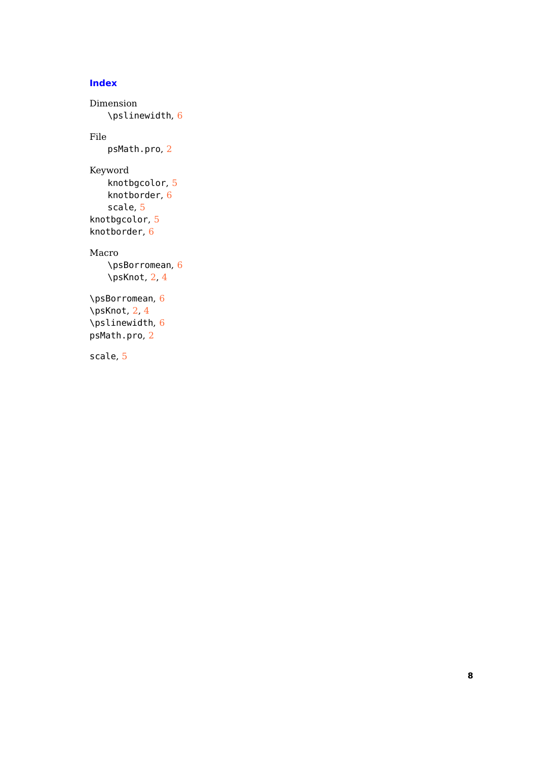# Index

Dimension
- \pslinewidth, 6

File
- psMath.pro, 2

Keyword
- knotbgcolor, 5
- knotborder, 6
- scale, 5

knotbgcolor, 5
knotborder, 6

Macro
- \psBorromean, 6
- \psKnot, 2, 4

\psBorromean, 6
\psKnot, 2, 4
\pslinewidth, 6
psMath.pro, 2

scale, 5